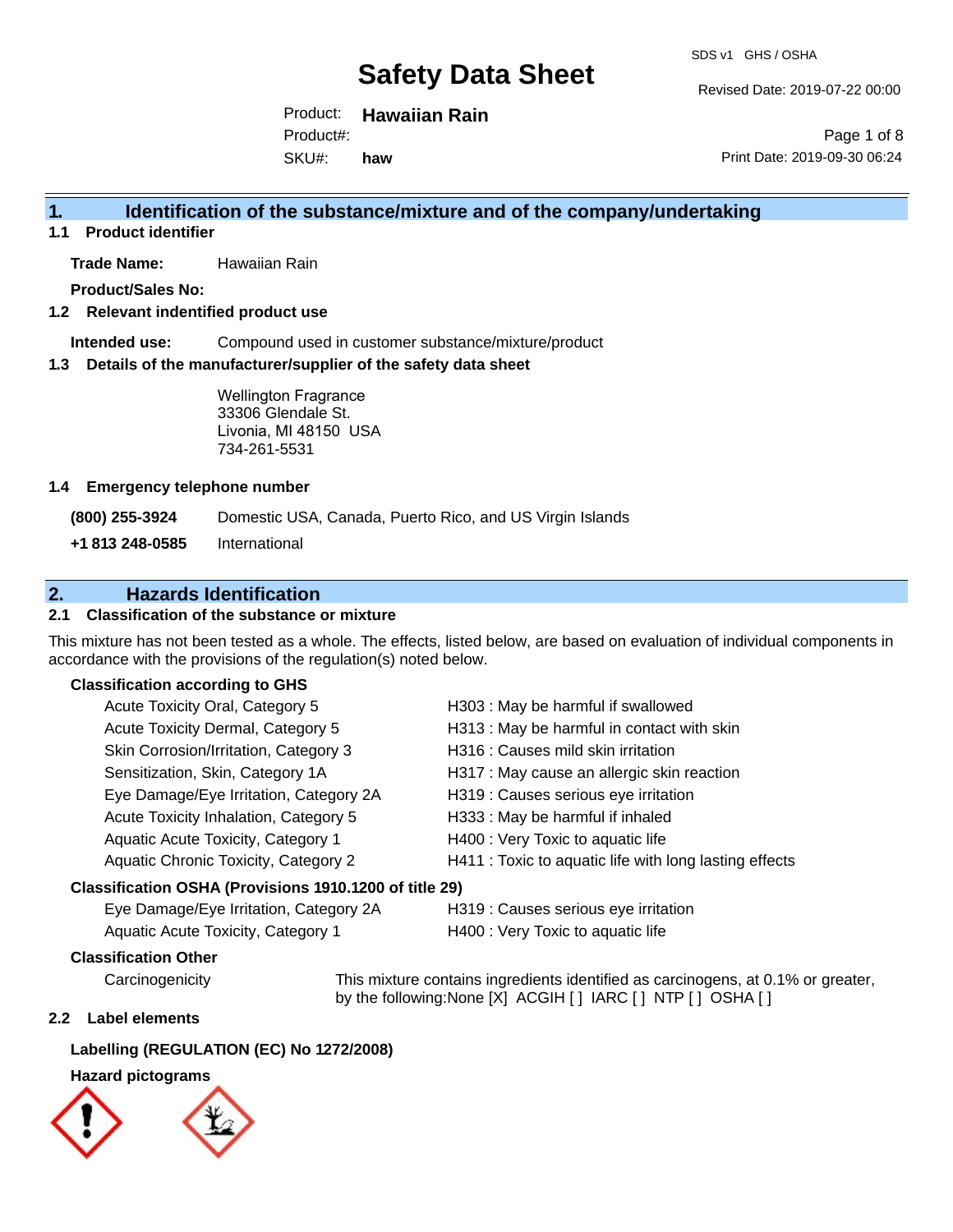# Safety Data Sheet

SDS v1 GHS / OSHA

Revised Date: 2019-07-22 00:00

Product: **Hawaiian Rain**
Product#:
SKU#: **haw**

Print Date: 2019-09-30 06:24

## 1. Identification of the substance/mixture and of the company/undertaking

### 1.1 Product identifier

**Trade Name:** Hawaiian Rain

**Product/Sales No:**

### 1.2 Relevant indentified product use

**Intended use:** Compound used in customer substance/mixture/product

### 1.3 Details of the manufacturer/supplier of the safety data sheet

Wellington Fragrance
33306 Glendale St.
Livonia, MI 48150 USA
734-261-5531

### 1.4 Emergency telephone number

**(800) 255-3924** Domestic USA, Canada, Puerto Rico, and US Virgin Islands

**+1 813 248-0585** International

## 2. Hazards Identification

### 2.1 Classification of the substance or mixture

This mixture has not been tested as a whole. The effects, listed below, are based on evaluation of individual components in accordance with the provisions of the regulation(s) noted below.

**Classification according to GHS**

| | |
|---|---|
| Acute Toxicity Oral, Category 5 | H303 : May be harmful if swallowed |
| Acute Toxicity Dermal, Category 5 | H313 : May be harmful in contact with skin |
| Skin Corrosion/Irritation, Category 3 | H316 : Causes mild skin irritation |
| Sensitization, Skin, Category 1A | H317 : May cause an allergic skin reaction |
| Eye Damage/Eye Irritation, Category 2A | H319 : Causes serious eye irritation |
| Acute Toxicity Inhalation, Category 5 | H333 : May be harmful if inhaled |
| Aquatic Acute Toxicity, Category 1 | H400 : Very Toxic to aquatic life |
| Aquatic Chronic Toxicity, Category 2 | H411 : Toxic to aquatic life with long lasting effects |

**Classification OSHA (Provisions 1910.1200 of title 29)**

| | |
|---|---|
| Eye Damage/Eye Irritation, Category 2A | H319 : Causes serious eye irritation |
| Aquatic Acute Toxicity, Category 1 | H400 : Very Toxic to aquatic life |

**Classification Other**

Carcinogenicity: This mixture contains ingredients identified as carcinogens, at 0.1% or greater, by the following:None [X] ACGIH [ ] IARC [ ] NTP [ ] OSHA [ ]

### 2.2 Label elements

**Labelling (REGULATION (EC) No 1272/2008)**

**Hazard pictograms**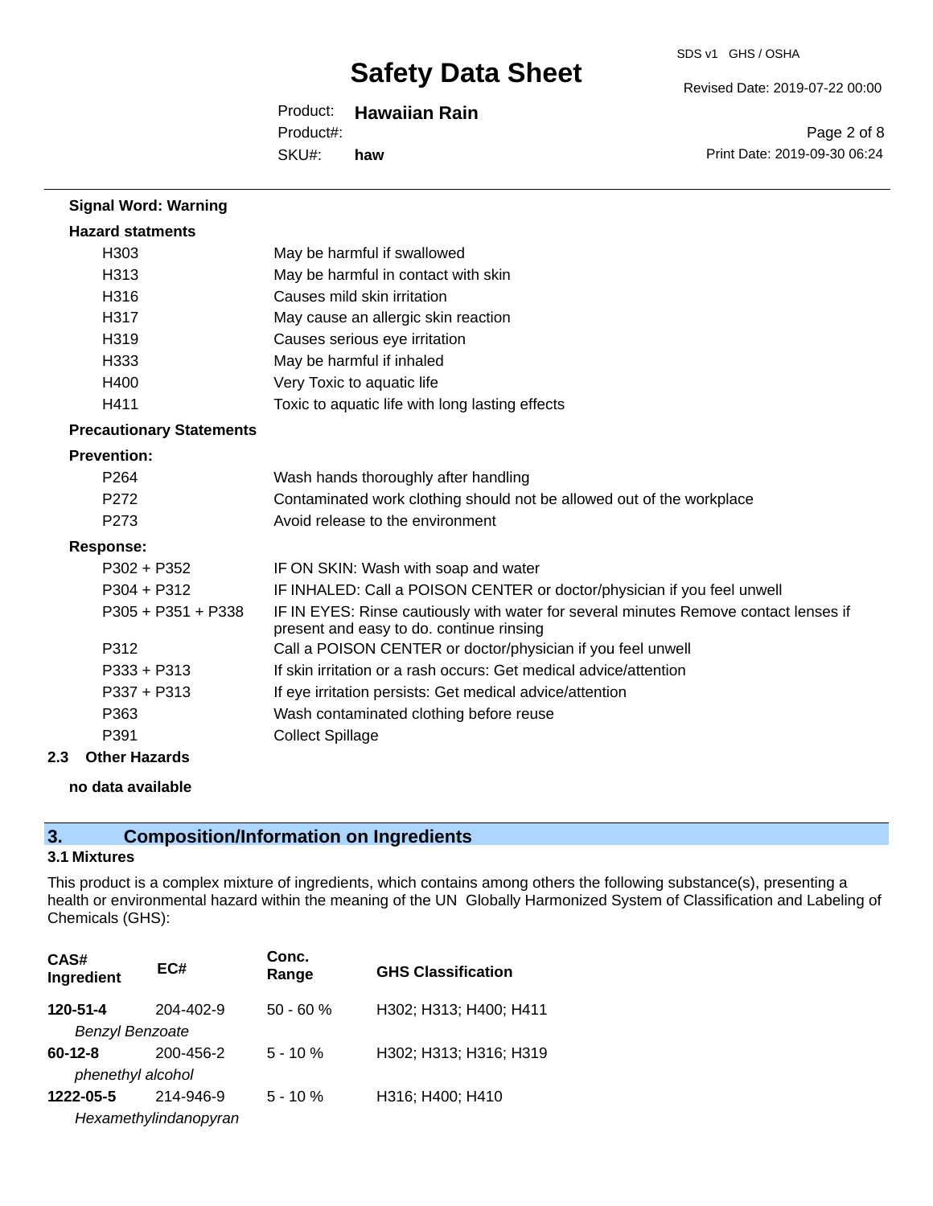**Signal Word: Warning**

**Hazard statments**

| | |
|---|---|
| H303 | May be harmful if swallowed |
| H313 | May be harmful in contact with skin |
| H316 | Causes mild skin irritation |
| H317 | May cause an allergic skin reaction |
| H319 | Causes serious eye irritation |
| H333 | May be harmful if inhaled |
| H400 | Very Toxic to aquatic life |
| H411 | Toxic to aquatic life with long lasting effects |

**Precautionary Statements**

**Prevention:**

| | |
|---|---|
| P264 | Wash hands thoroughly after handling |
| P272 | Contaminated work clothing should not be allowed out of the workplace |
| P273 | Avoid release to the environment |

**Response:**

| | |
|---|---|
| P302 + P352 | IF ON SKIN: Wash with soap and water |
| P304 + P312 | IF INHALED: Call a POISON CENTER or doctor/physician if you feel unwell |
| P305 + P351 + P338 | IF IN EYES: Rinse cautiously with water for several minutes Remove contact lenses if present and easy to do. continue rinsing |
| P312 | Call a POISON CENTER or doctor/physician if you feel unwell |
| P333 + P313 | If skin irritation or a rash occurs: Get medical advice/attention |
| P337 + P313 | If eye irritation persists: Get medical advice/attention |
| P363 | Wash contaminated clothing before reuse |
| P391 | Collect Spillage |

**2.3 Other Hazards**

**no data available**

## 3. Composition/Information on Ingredients

### 3.1 Mixtures

This product is a complex mixture of ingredients, which contains among others the following substance(s), presenting a health or environmental hazard within the meaning of the UN Globally Harmonized System of Classification and Labeling of Chemicals (GHS):

| CAS# Ingredient | EC# | Conc. Range | GHS Classification |
|---|---|---|---|
| **120-51-4** *Benzyl Benzoate* | 204-402-9 | 50 - 60 % | H302; H313; H400; H411 |
| **60-12-8** *phenethyl alcohol* | 200-456-2 | 5 - 10 % | H302; H313; H316; H319 |
| **1222-05-5** *Hexamethylindanopyran* | 214-946-9 | 5 - 10 % | H316; H400; H410 |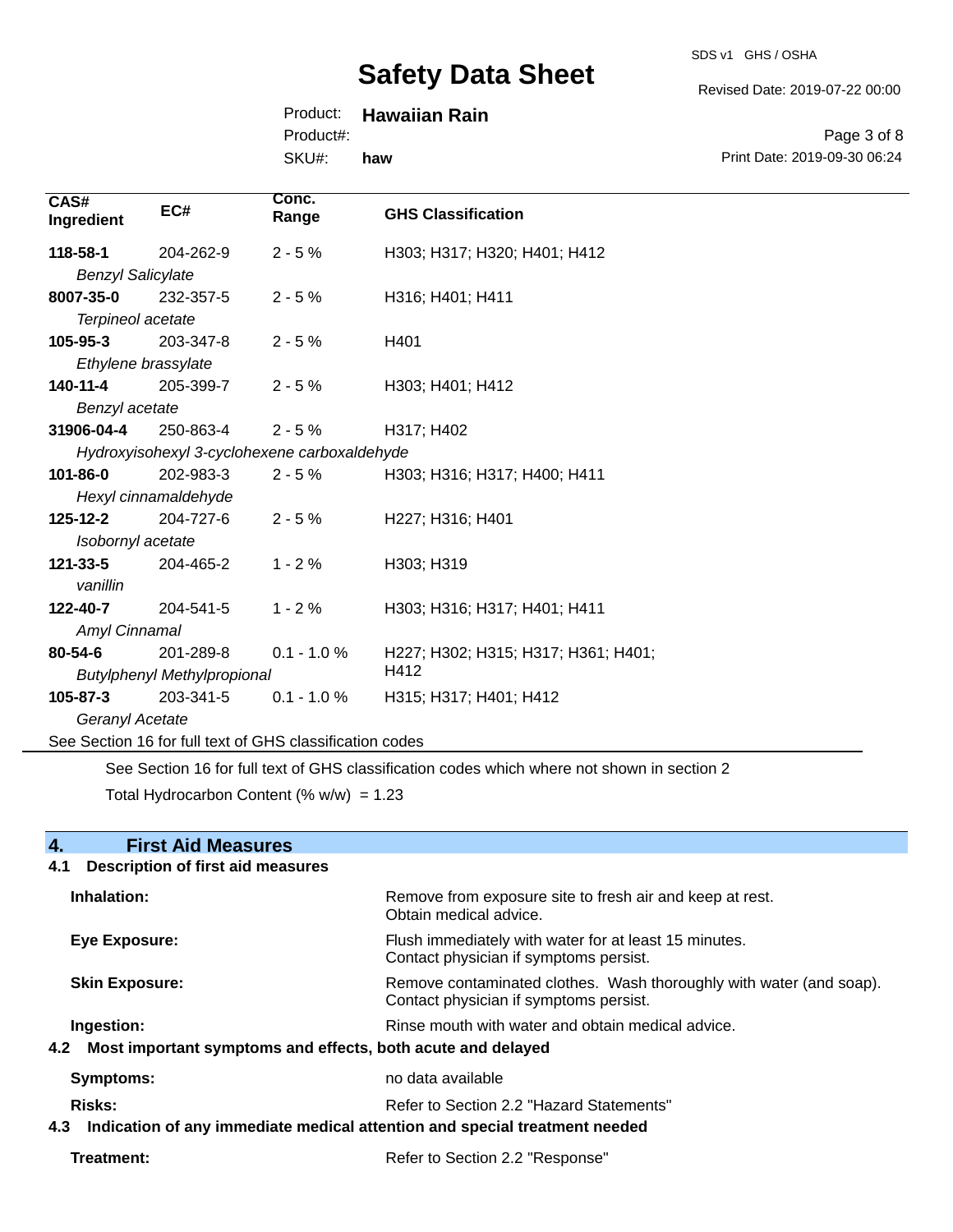| CAS# Ingredient | EC# | Conc. Range | GHS Classification |
|---|---|---|---|
| **118-58-1** *Benzyl Salicylate* | 204-262-9 | 2 - 5 % | H303; H317; H320; H401; H412 |
| **8007-35-0** *Terpineol acetate* | 232-357-5 | 2 - 5 % | H316; H401; H411 |
| **105-95-3** *Ethylene brassylate* | 203-347-8 | 2 - 5 % | H401 |
| **140-11-4** *Benzyl acetate* | 205-399-7 | 2 - 5 % | H303; H401; H412 |
| **31906-04-4** *Hydroxyisohexyl 3-cyclohexene carboxaldehyde* | 250-863-4 | 2 - 5 % | H317; H402 |
| **101-86-0** *Hexyl cinnamaldehyde* | 202-983-3 | 2 - 5 % | H303; H316; H317; H400; H411 |
| **125-12-2** *Isobornyl acetate* | 204-727-6 | 2 - 5 % | H227; H316; H401 |
| **121-33-5** *vanillin* | 204-465-2 | 1 - 2 % | H303; H319 |
| **122-40-7** *Amyl Cinnamal* | 204-541-5 | 1 - 2 % | H303; H316; H317; H401; H411 |
| **80-54-6** *Butylphenyl Methylpropional* | 201-289-8 | 0.1 - 1.0 % | H227; H302; H315; H317; H361; H401; H412 |
| **105-87-3** *Geranyl Acetate* | 203-341-5 | 0.1 - 1.0 % | H315; H317; H401; H412 |

See Section 16 for full text of GHS classification codes

See Section 16 for full text of GHS classification codes which where not shown in section 2

Total Hydrocarbon Content (% w/w) = 1.23

## 4. First Aid Measures

### 4.1 Description of first aid measures

**Inhalation:** Remove from exposure site to fresh air and keep at rest. Obtain medical advice.

**Eye Exposure:** Flush immediately with water for at least 15 minutes. Contact physician if symptoms persist.

**Skin Exposure:** Remove contaminated clothes. Wash thoroughly with water (and soap). Contact physician if symptoms persist.

**Ingestion:** Rinse mouth with water and obtain medical advice.

### 4.2 Most important symptoms and effects, both acute and delayed

**Symptoms:** no data available

**Risks:** Refer to Section 2.2 "Hazard Statements"

### 4.3 Indication of any immediate medical attention and special treatment needed

**Treatment:** Refer to Section 2.2 "Response"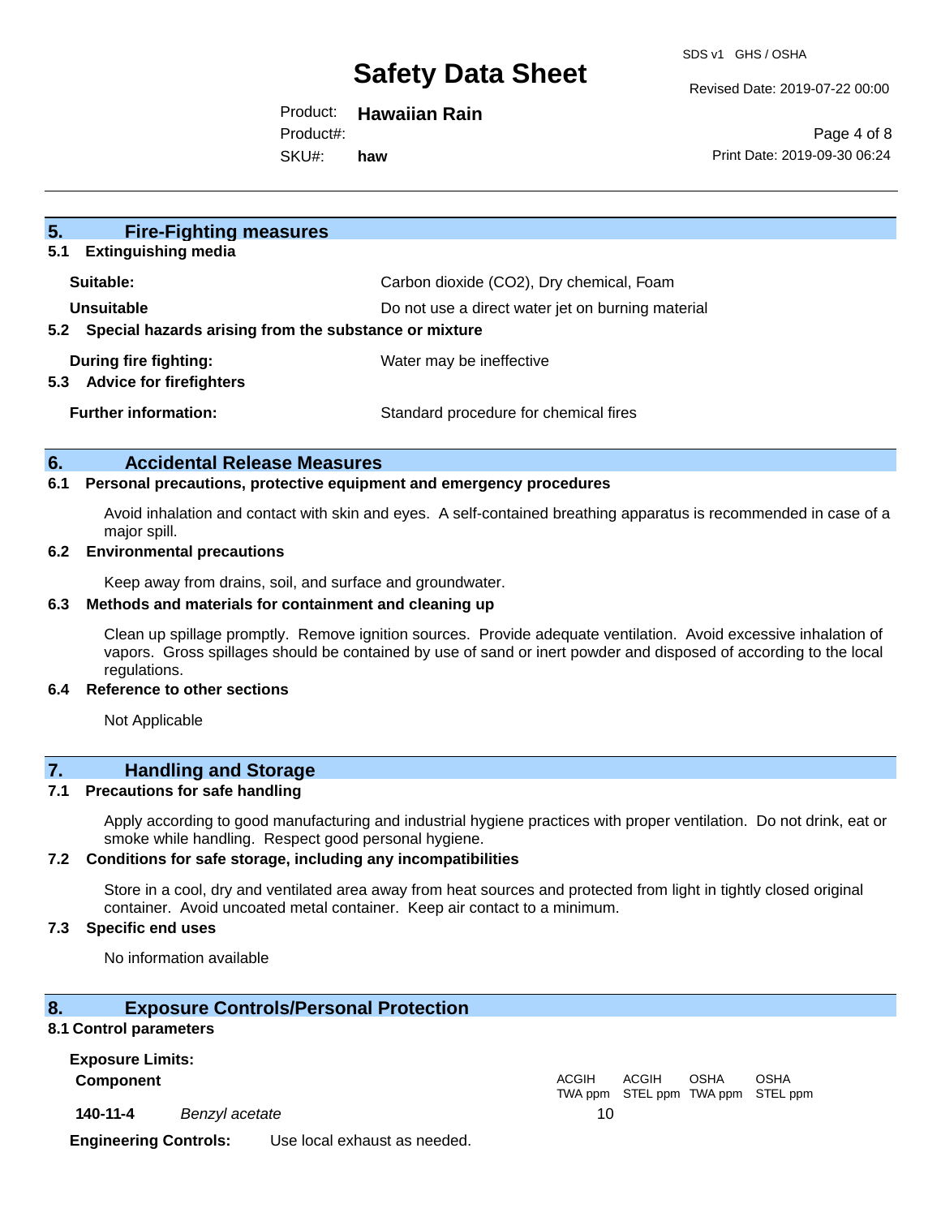## 5. Fire-Fighting measures

### 5.1 Extinguishing media

**Suitable:** Carbon dioxide ($CO_2$), Dry chemical, Foam

**Unsuitable** Do not use a direct water jet on burning material

### 5.2 Special hazards arising from the substance or mixture

**During fire fighting:** Water may be ineffective

### 5.3 Advice for firefighters

**Further information:** Standard procedure for chemical fires

## 6. Accidental Release Measures

### 6.1 Personal precautions, protective equipment and emergency procedures

Avoid inhalation and contact with skin and eyes. A self-contained breathing apparatus is recommended in case of a major spill.

### 6.2 Environmental precautions

Keep away from drains, soil, and surface and groundwater.

### 6.3 Methods and materials for containment and cleaning up

Clean up spillage promptly. Remove ignition sources. Provide adequate ventilation. Avoid excessive inhalation of vapors. Gross spillages should be contained by use of sand or inert powder and disposed of according to the local regulations.

### 6.4 Reference to other sections

Not Applicable

## 7. Handling and Storage

### 7.1 Precautions for safe handling

Apply according to good manufacturing and industrial hygiene practices with proper ventilation. Do not drink, eat or smoke while handling. Respect good personal hygiene.

### 7.2 Conditions for safe storage, including any incompatibilities

Store in a cool, dry and ventilated area away from heat sources and protected from light in tightly closed original container. Avoid uncoated metal container. Keep air contact to a minimum.

### 7.3 Specific end uses

No information available

## 8. Exposure Controls/Personal Protection

### 8.1 Control parameters

**Exposure Limits:**

| Component | | ACGIH TWA ppm | ACGIH STEL ppm | OSHA TWA ppm | OSHA STEL ppm |
|---|---|---|---|---|---|
| **140-11-4** | *Benzyl acetate* | 10 | | | |

**Engineering Controls:** Use local exhaust as needed.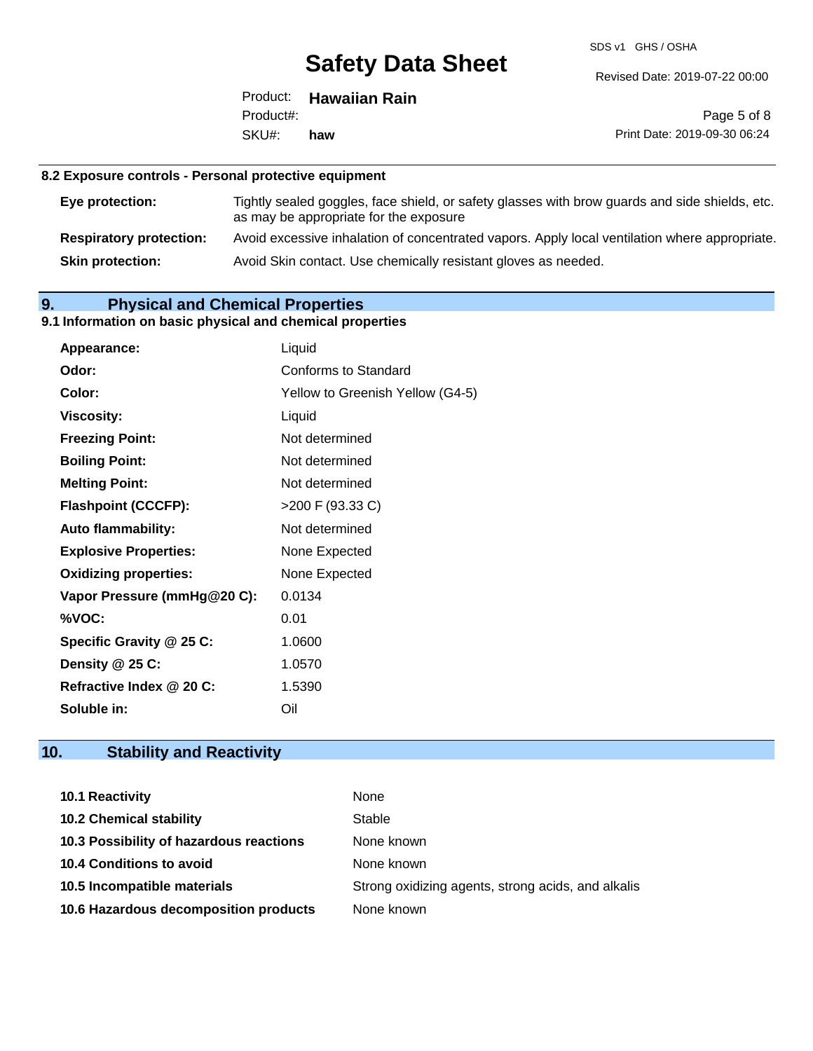### 8.2 Exposure controls - Personal protective equipment

| | |
|---|---|
| **Eye protection:** | Tightly sealed goggles, face shield, or safety glasses with brow guards and side shields, etc. as may be appropriate for the exposure |
| **Respiratory protection:** | Avoid excessive inhalation of concentrated vapors. Apply local ventilation where appropriate. |
| **Skin protection:** | Avoid Skin contact. Use chemically resistant gloves as needed. |

## 9. Physical and Chemical Properties

### 9.1 Information on basic physical and chemical properties

| | |
|---|---|
| **Appearance:** | Liquid |
| **Odor:** | Conforms to Standard |
| **Color:** | Yellow to Greenish Yellow (G4-5) |
| **Viscosity:** | Liquid |
| **Freezing Point:** | Not determined |
| **Boiling Point:** | Not determined |
| **Melting Point:** | Not determined |
| **Flashpoint (CCCFP):** | >200 F (93.33 C) |
| **Auto flammability:** | Not determined |
| **Explosive Properties:** | None Expected |
| **Oxidizing properties:** | None Expected |
| **Vapor Pressure (mmHg@20 C):** | 0.0134 |
| **%VOC:** | 0.01 |
| **Specific Gravity @ 25 C:** | 1.0600 |
| **Density @ 25 C:** | 1.0570 |
| **Refractive Index @ 20 C:** | 1.5390 |
| **Soluble in:** | Oil |

## 10. Stability and Reactivity

| | |
|---|---|
| **10.1 Reactivity** | None |
| **10.2 Chemical stability** | Stable |
| **10.3 Possibility of hazardous reactions** | None known |
| **10.4 Conditions to avoid** | None known |
| **10.5 Incompatible materials** | Strong oxidizing agents, strong acids, and alkalis |
| **10.6 Hazardous decomposition products** | None known |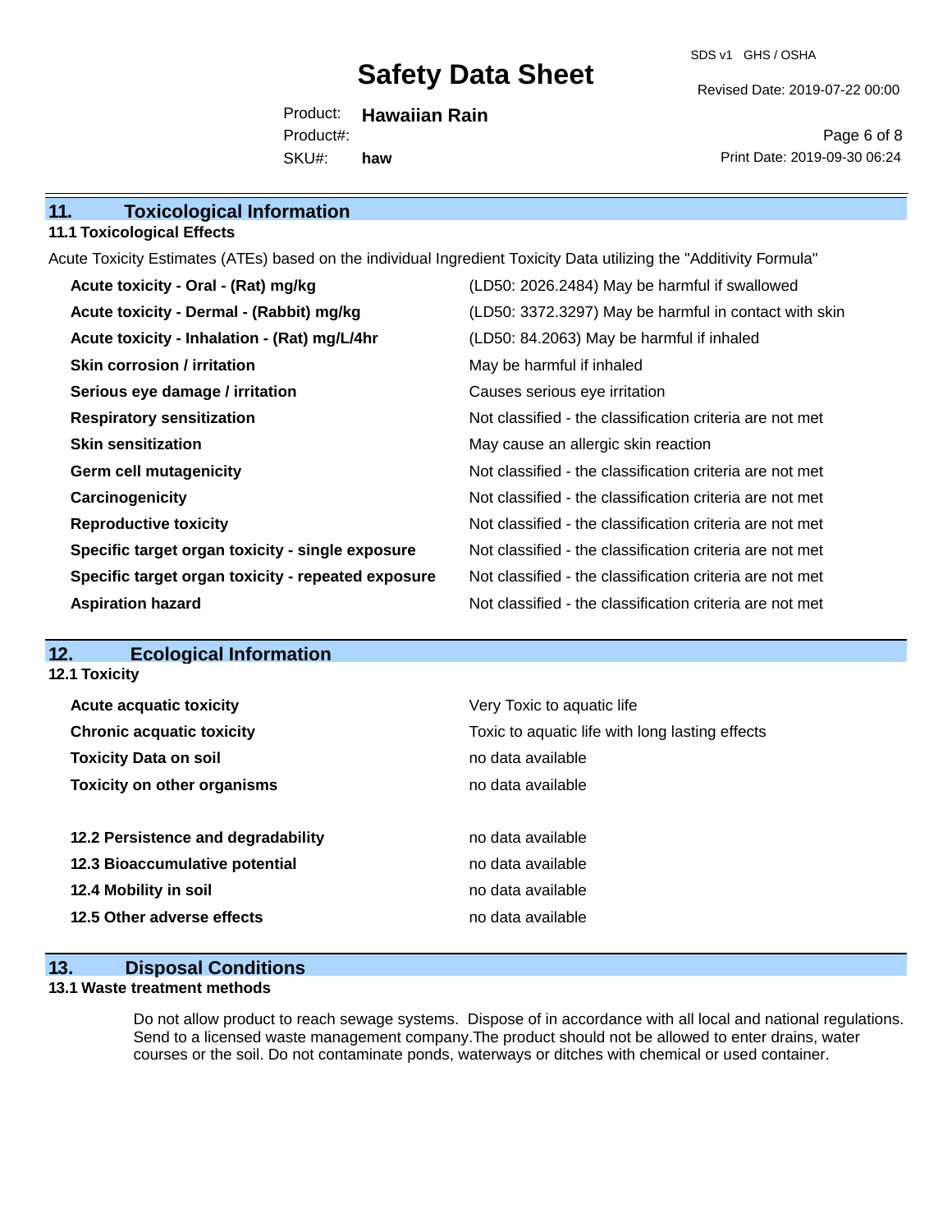## 11. Toxicological Information

### 11.1 Toxicological Effects

Acute Toxicity Estimates (ATEs) based on the individual Ingredient Toxicity Data utilizing the "Additivity Formula"

| | |
|---|---|
| **Acute toxicity - Oral - (Rat) mg/kg** | (LD50: 2026.2484) May be harmful if swallowed |
| **Acute toxicity - Dermal - (Rabbit) mg/kg** | (LD50: 3372.3297) May be harmful in contact with skin |
| **Acute toxicity - Inhalation - (Rat) mg/L/4hr** | (LD50: 84.2063) May be harmful if inhaled |
| **Skin corrosion / irritation** | May be harmful if inhaled |
| **Serious eye damage / irritation** | Causes serious eye irritation |
| **Respiratory sensitization** | Not classified - the classification criteria are not met |
| **Skin sensitization** | May cause an allergic skin reaction |
| **Germ cell mutagenicity** | Not classified - the classification criteria are not met |
| **Carcinogenicity** | Not classified - the classification criteria are not met |
| **Reproductive toxicity** | Not classified - the classification criteria are not met |
| **Specific target organ toxicity - single exposure** | Not classified - the classification criteria are not met |
| **Specific target organ toxicity - repeated exposure** | Not classified - the classification criteria are not met |
| **Aspiration hazard** | Not classified - the classification criteria are not met |

## 12. Ecological Information

### 12.1 Toxicity

| | |
|---|---|
| **Acute acquatic toxicity** | Very Toxic to aquatic life |
| **Chronic acquatic toxicity** | Toxic to aquatic life with long lasting effects |
| **Toxicity Data on soil** | no data available |
| **Toxicity on other organisms** | no data available |

| | |
|---|---|
| **12.2 Persistence and degradability** | no data available |
| **12.3 Bioaccumulative potential** | no data available |
| **12.4 Mobility in soil** | no data available |
| **12.5 Other adverse effects** | no data available |

## 13. Disposal Conditions

### 13.1 Waste treatment methods

Do not allow product to reach sewage systems. Dispose of in accordance with all local and national regulations. Send to a licensed waste management company.The product should not be allowed to enter drains, water courses or the soil. Do not contaminate ponds, waterways or ditches with chemical or used container.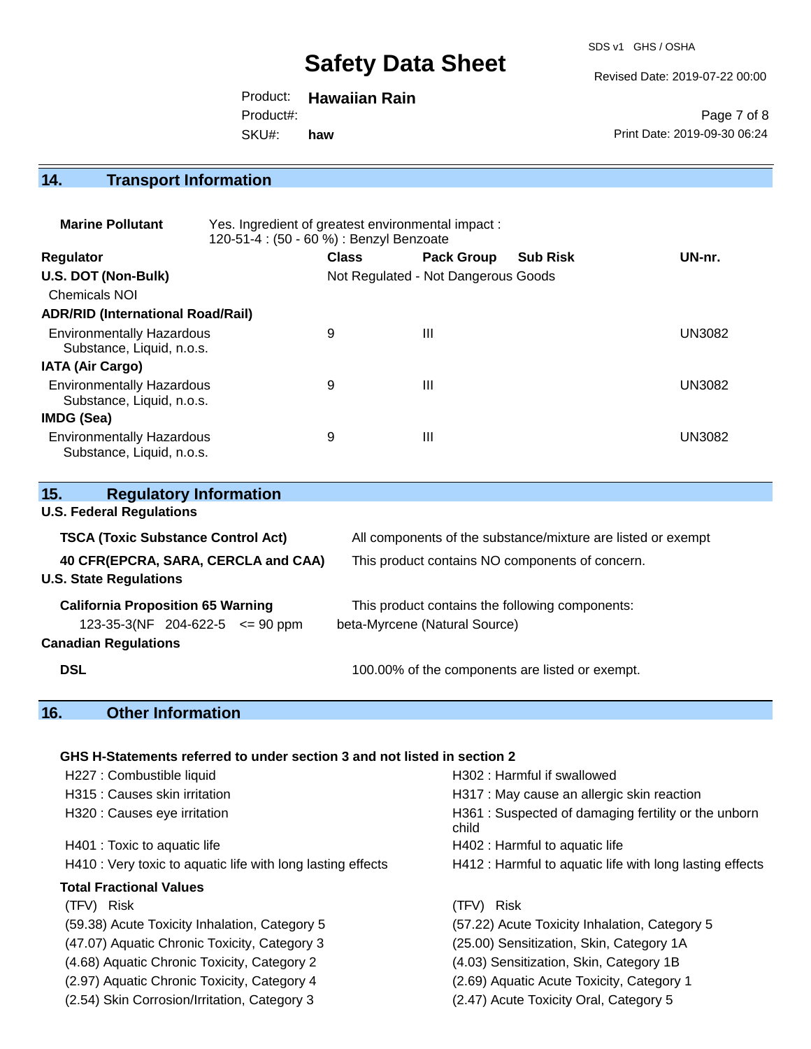## 14. Transport Information

**Marine Pollutant** Yes. Ingredient of greatest environmental impact : 120-51-4 : (50 - 60 %) : Benzyl Benzoate

| Regulator | Class | Pack Group | Sub Risk | UN-nr. |
|---|---|---|---|---|
| **U.S. DOT (Non-Bulk)** | Not Regulated - Not Dangerous Goods | | | |
| Chemicals NOI | | | | |
| **ADR/RID (International Road/Rail)** | | | | |
| Environmentally Hazardous Substance, Liquid, n.o.s. | 9 | III | | UN3082 |
| **IATA (Air Cargo)** | | | | |
| Environmentally Hazardous Substance, Liquid, n.o.s. | 9 | III | | UN3082 |
| **IMDG (Sea)** | | | | |
| Environmentally Hazardous Substance, Liquid, n.o.s. | 9 | III | | UN3082 |

## 15. Regulatory Information

**U.S. Federal Regulations**

**TSCA (Toxic Substance Control Act)** All components of the substance/mixture are listed or exempt

**40 CFR(EPCRA, SARA, CERCLA and CAA)** This product contains NO components of concern.

**U.S. State Regulations**

**California Proposition 65 Warning** This product contains the following components:

123-35-3(NF 204-622-5 <= 90 ppm beta-Myrcene (Natural Source)

**Canadian Regulations**

**DSL** 100.00% of the components are listed or exempt.

## 16. Other Information

**GHS H-Statements referred to under section 3 and not listed in section 2**

H227 : Combustible liquid
H302 : Harmful if swallowed
H315 : Causes skin irritation
H317 : May cause an allergic skin reaction
H320 : Causes eye irritation
H361 : Suspected of damaging fertility or the unborn child
H401 : Toxic to aquatic life
H402 : Harmful to aquatic life
H410 : Very toxic to aquatic life with long lasting effects
H412 : Harmful to aquatic life with long lasting effects

**Total Fractional Values**

| (TFV) Risk | (TFV) Risk |
|---|---|
| (59.38) Acute Toxicity Inhalation, Category 5 | (57.22) Acute Toxicity Inhalation, Category 5 |
| (47.07) Aquatic Chronic Toxicity, Category 3 | (25.00) Sensitization, Skin, Category 1A |
| (4.68) Aquatic Chronic Toxicity, Category 2 | (4.03) Sensitization, Skin, Category 1B |
| (2.97) Aquatic Chronic Toxicity, Category 4 | (2.69) Aquatic Acute Toxicity, Category 1 |
| (2.54) Skin Corrosion/Irritation, Category 3 | (2.47) Acute Toxicity Oral, Category 5 |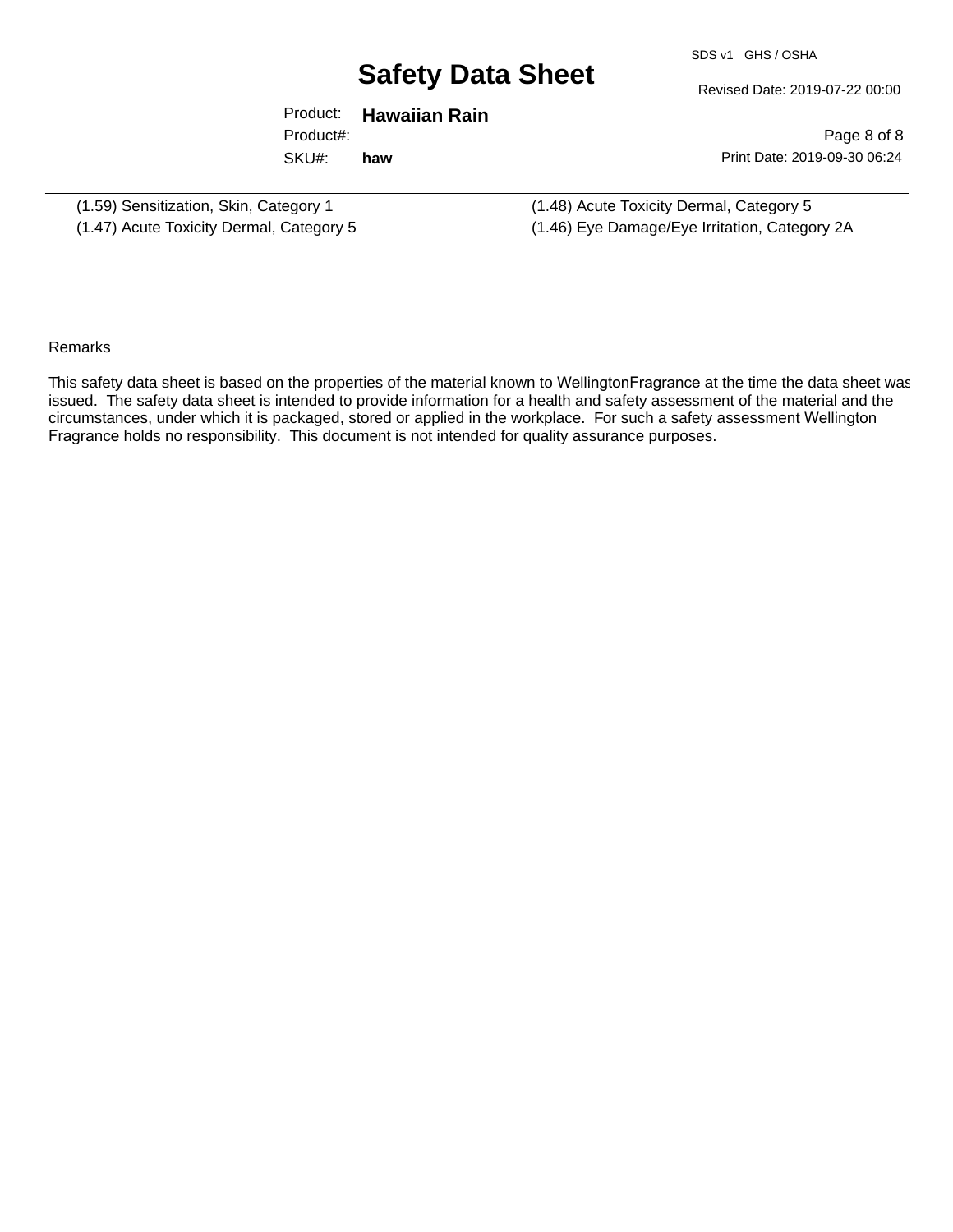(1.59) Sensitization, Skin, Category 1

(1.48) Acute Toxicity Dermal, Category 5

(1.47) Acute Toxicity Dermal, Category 5

(1.46) Eye Damage/Eye Irritation, Category 2A

Remarks

This safety data sheet is based on the properties of the material known to WellingtonFragrance at the time the data sheet was issued. The safety data sheet is intended to provide information for a health and safety assessment of the material and the circumstances, under which it is packaged, stored or applied in the workplace. For such a safety assessment Wellington Fragrance holds no responsibility. This document is not intended for quality assurance purposes.